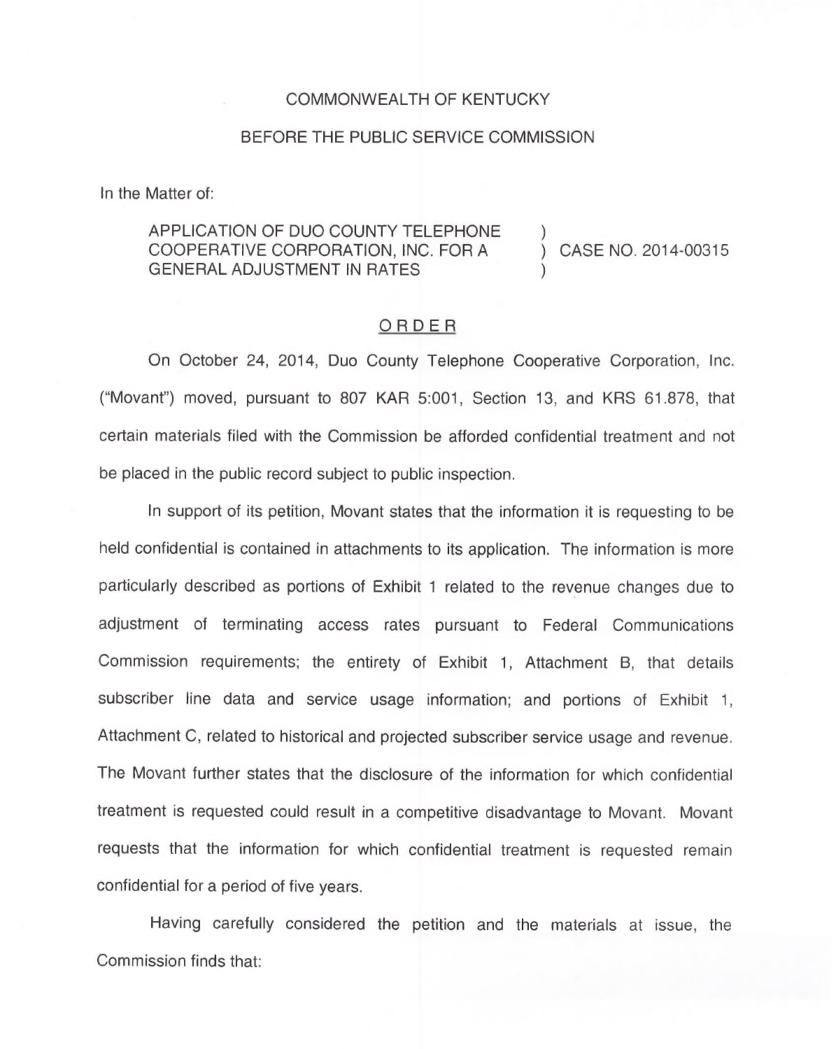COMMONWEALTH OF KENTUCKY

BEFORE THE PUBLIC SERVICE COMMISSION

In the Matter of:

APPLICATION OF DUO COUNTY TELEPHONE COOPERATIVE CORPORATION, INC. FOR A GENERAL ADJUSTMENT IN RATES ) CASE NO. 2014-00315

ORDER

On October 24, 2014, Duo County Telephone Cooperative Corporation, Inc. ("Movant") moved, pursuant to 807 KAR 5:001, Section 13, and KRS 61.878, that certain materials filed with the Commission be afforded confidential treatment and not be placed in the public record subject to public inspection.

In support of its petition, Movant states that the information it is requesting to be held confidential is contained in attachments to its application. The information is more particularly described as portions of Exhibit 1 related to the revenue changes due to adjustment of terminating access rates pursuant to Federal Communications Commission requirements; the entirety of Exhibit 1, Attachment B, that details subscriber line data and service usage information; and portions of Exhibit 1, Attachment C, related to historical and projected subscriber service usage and revenue. The Movant further states that the disclosure of the information for which confidential treatment is requested could result in a competitive disadvantage to Movant. Movant requests that the information for which confidential treatment is requested remain confidential for a period of five years.

Having carefully considered the petition and the materials at issue, the Commission finds that: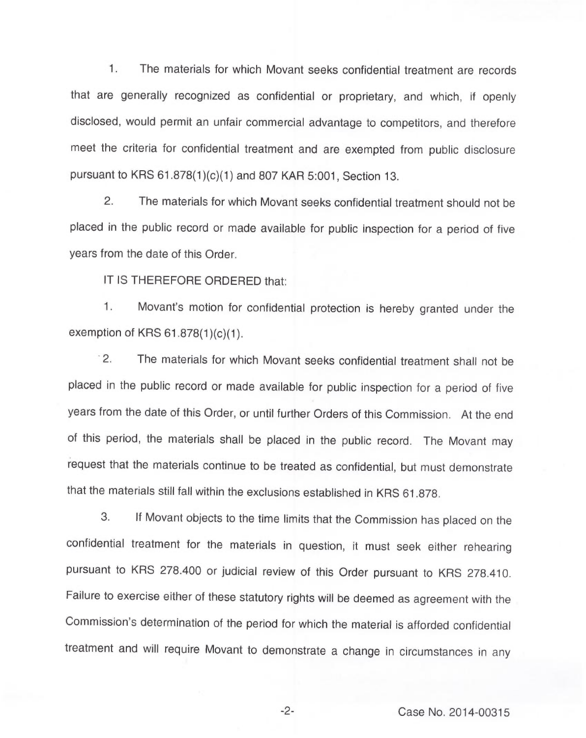1. The materials for which Movant seeks confidential treatment are records that are generally recognized as confidential or proprietary, and which, if openly disclosed, would permit an unfair commercial advantage to competitors, and therefore meet the criteria for confidential treatment and are exempted from public disclosure pursuant to KRS 61.878(1)(c)(1) and 807 KAR 5:001, Section 13.

2. The materials for which Movant seeks confidential treatment should not be placed in the public record or made available for public inspection for a period of five years from the date of this Order.

IT IS THEREFORE ORDERED that:

1. Movant's motion for confidential protection is hereby granted under the exemption of KRS 61.878(1)(c)(1).

2. The materials for which Movant seeks confidential treatment shall not be placed in the public record or made available for public inspection for a period of five years from the date of this Order, or until further Orders of this Commission. At the end of this period, the materials shall be placed in the public record. The Movant may request that the materials continue to be treated as confidential, but must demonstrate that the materials still fall within the exclusions established in KRS 61.878.

3. If Movant objects to the time limits that the Commission has placed on the confidential treatment for the materials in question, it must seek either rehearing pursuant to KRS 278.400 or judicial review of this Order pursuant to KRS 278.410. Failure to exercise either of these statutory rights will be deemed as agreement with the Commission's determination of the period for which the material is afforded confidential treatment and will require Movant to demonstrate a change in circumstances in any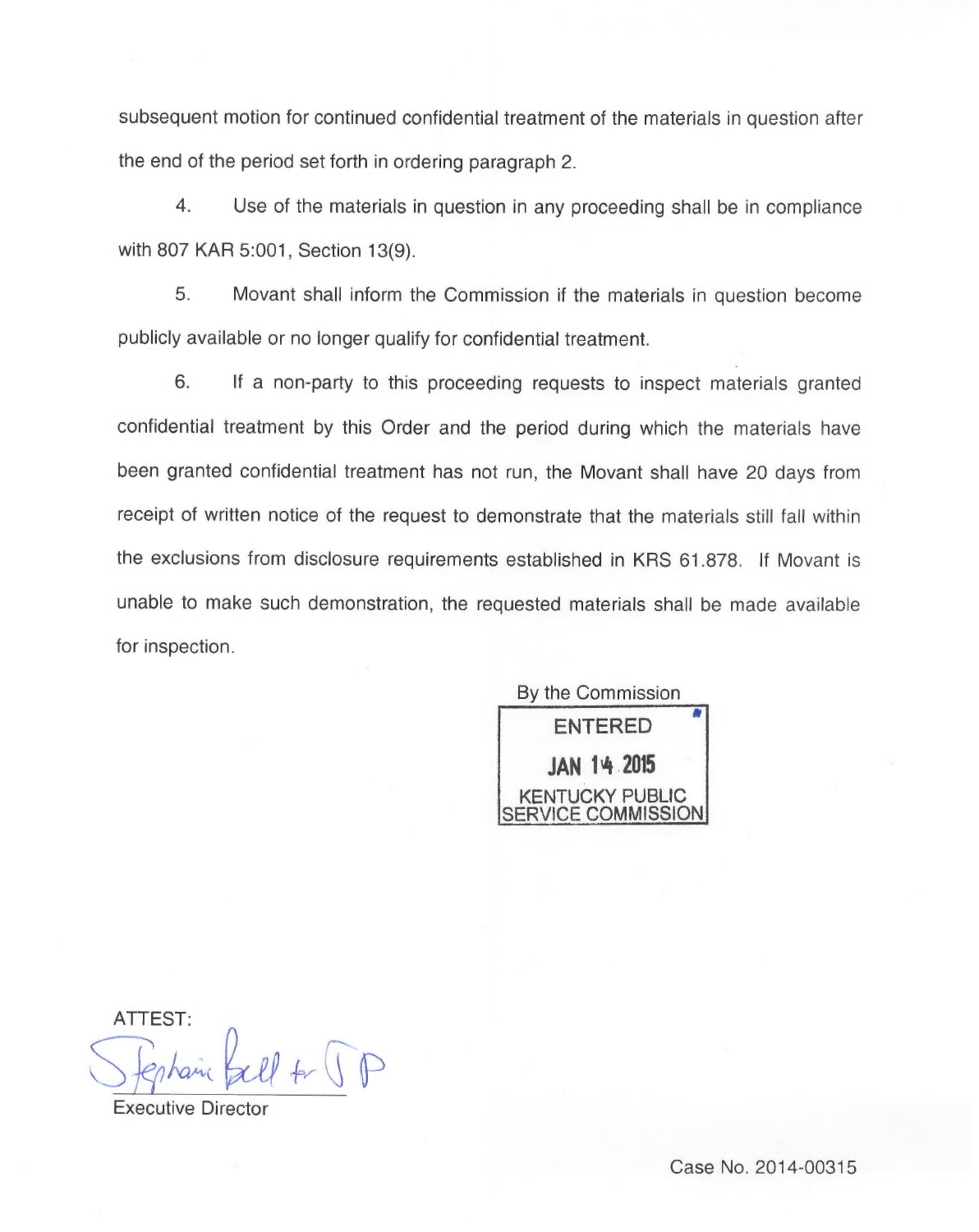subsequent motion for continued confidential treatment of the materials in question after the end of the period set forth in ordering paragraph 2.

4. Use of the materials in question in any proceeding shall be in compliance with 807 KAR 5:001, Section 13(9).

5. Movant shall inform the Commission if the materials in question become publicly available or no longer qualify for confidential treatment.

6. If a non-party to this proceeding requests to inspect materials granted confidential treatment by this Order and the period during which the materials have been granted confidential treatment has not run, the Movant shall have 20 days from receipt of written notice of the request to demonstrate that the materials still fall within the exclusions from disclosure requirements established in KRS 61.878. If Movant is unable to make such demonstration, the requested materials shall be made available for inspection.

By the Commission

ENTERED

JAN 14 2015

KENTUCKY PUBLIC SERVICE COMMISSION

ATTEST:

Stephanie Bell for JD

Executive Director

Case No. 2014-00315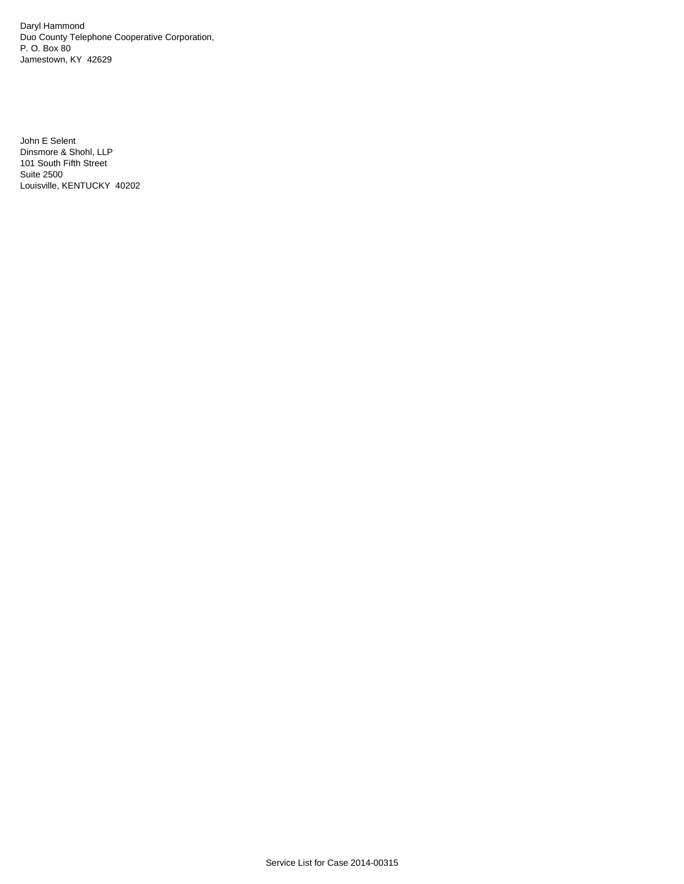Daryl Hammond
Duo County Telephone Cooperative Corporation,
P. O. Box 80
Jamestown, KY  42629

John E Selent
Dinsmore & Shohl, LLP
101 South Fifth Street
Suite 2500
Louisville, KENTUCKY  40202

Service List for Case 2014-00315